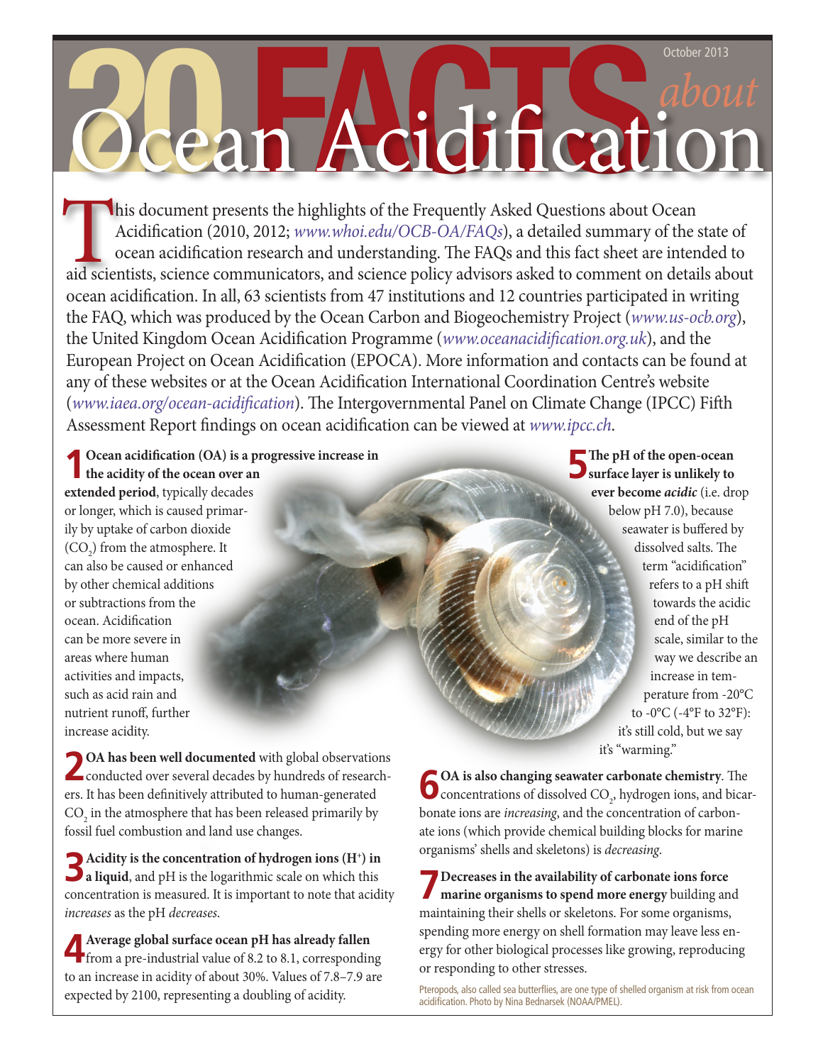October 2013

# 20 FACTS about Ocean Acidification

This document presents the highlights of the Frequently Asked Questions about Ocean Acidification (2010, 2012; *www.whoi.edu/OCB-OA/FAQs*), a detailed summary of the state of ocean acidification research and understanding. The FAQs and this fact sheet are intended to aid scientists, science communicators, and science policy advisors asked to comment on details about ocean acidification. In all, 63 scientists from 47 institutions and 12 countries participated in writing the FAQ, which was produced by the Ocean Carbon and Biogeochemistry Project (*www.us-ocb.org*), the United Kingdom Ocean Acidification Programme (*www.oceanacidification.org.uk*), and the European Project on Ocean Acidification (EPOCA). More information and contacts can be found at any of these websites or at the Ocean Acidification International Coordination Centre's website (*www.iaea.org/ocean-acidification*). The Intergovernmental Panel on Climate Change (IPCC) Fifth Assessment Report findings on ocean acidification can be viewed at *www.ipcc.ch*.

**1 Ocean acidification (OA) is a progressive increase in the acidity of the ocean over an extended period**, typically decades or longer, which is caused primarily by uptake of carbon dioxide ($CO_2$) from the atmosphere. It can also be caused or enhanced by other chemical additions or subtractions from the ocean. Acidification can be more severe in areas where human activities and impacts, such as acid rain and nutrient runoff, further increase acidity.

**2 OA has been well documented** with global observations conducted over several decades by hundreds of researchers. It has been definitively attributed to human-generated $CO_2$ in the atmosphere that has been released primarily by fossil fuel combustion and land use changes.

**3 Acidity is the concentration of hydrogen ions ($H^+$) in a liquid**, and pH is the logarithmic scale on which this concentration is measured. It is important to note that acidity *increases* as the pH *decreases*.

**4 Average global surface ocean pH has already fallen** from a pre-industrial value of 8.2 to 8.1, corresponding to an increase in acidity of about 30%. Values of 7.8–7.9 are expected by 2100, representing a doubling of acidity.

**5 The pH of the open-ocean surface layer is unlikely to ever become *acidic*** (i.e. drop below pH 7.0), because seawater is buffered by dissolved salts. The term "acidification" refers to a pH shift towards the acidic end of the pH scale, similar to the way we describe an increase in temperature from -20°C to -0°C (-4°F to 32°F): it's still cold, but we say it's "warming."

**6 OA is also changing seawater carbonate chemistry**. The concentrations of dissolved $CO_2$, hydrogen ions, and bicarbonate ions are *increasing*, and the concentration of carbonate ions (which provide chemical building blocks for marine organisms' shells and skeletons) is *decreasing*.

**7 Decreases in the availability of carbonate ions force marine organisms to spend more energy** building and maintaining their shells or skeletons. For some organisms, spending more energy on shell formation may leave less energy for other biological processes like growing, reproducing or responding to other stresses.

Pteropods, also called sea butterflies, are one type of shelled organism at risk from ocean acidification. Photo by Nina Bednarsek (NOAA/PMEL).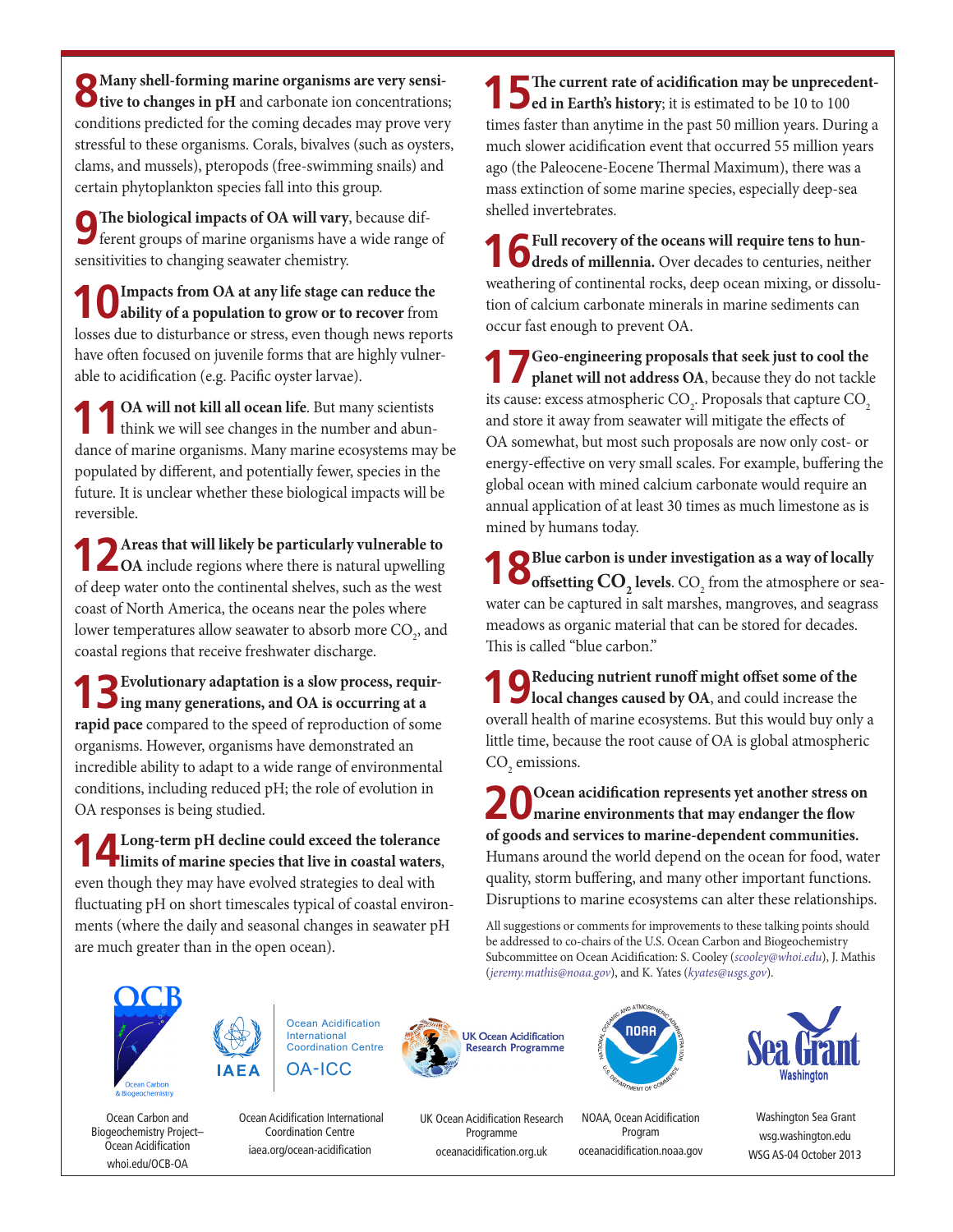**8 Many shell-forming marine organisms are very sensitive to changes in pH** and carbonate ion concentrations; conditions predicted for the coming decades may prove very stressful to these organisms. Corals, bivalves (such as oysters, clams, and mussels), pteropods (free-swimming snails) and certain phytoplankton species fall into this group.

**9 The biological impacts of OA will vary**, because different groups of marine organisms have a wide range of sensitivities to changing seawater chemistry.

**10 Impacts from OA at any life stage can reduce the ability of a population to grow or to recover** from losses due to disturbance or stress, even though news reports have often focused on juvenile forms that are highly vulnerable to acidification (e.g. Pacific oyster larvae).

**11 OA will not kill all ocean life**. But many scientists think we will see changes in the number and abundance of marine organisms. Many marine ecosystems may be populated by different, and potentially fewer, species in the future. It is unclear whether these biological impacts will be reversible.

**12 Areas that will likely be particularly vulnerable to OA** include regions where there is natural upwelling of deep water onto the continental shelves, such as the west coast of North America, the oceans near the poles where lower temperatures allow seawater to absorb more $CO_2$, and coastal regions that receive freshwater discharge.

**13 Evolutionary adaptation is a slow process, requiring many generations, and OA is occurring at a rapid pace** compared to the speed of reproduction of some organisms. However, organisms have demonstrated an incredible ability to adapt to a wide range of environmental conditions, including reduced pH; the role of evolution in OA responses is being studied.

**14 Long-term pH decline could exceed the tolerance limits of marine species that live in coastal waters**, even though they may have evolved strategies to deal with fluctuating pH on short timescales typical of coastal environments (where the daily and seasonal changes in seawater pH are much greater than in the open ocean).

**15 The current rate of acidification may be unprecedented in Earth's history**; it is estimated to be 10 to 100 times faster than anytime in the past 50 million years. During a much slower acidification event that occurred 55 million years ago (the Paleocene-Eocene Thermal Maximum), there was a mass extinction of some marine species, especially deep-sea shelled invertebrates.

**16 Full recovery of the oceans will require tens to hundreds of millennia.** Over decades to centuries, neither weathering of continental rocks, deep ocean mixing, or dissolution of calcium carbonate minerals in marine sediments can occur fast enough to prevent OA.

**17 Geo-engineering proposals that seek just to cool the planet will not address OA**, because they do not tackle its cause: excess atmospheric $CO_2$. Proposals that capture $CO_2$ and store it away from seawater will mitigate the effects of OA somewhat, but most such proposals are now only cost- or energy-effective on very small scales. For example, buffering the global ocean with mined calcium carbonate would require an annual application of at least 30 times as much limestone as is mined by humans today.

**18 Blue carbon is under investigation as a way of locally offsetting $CO_2$ levels**. $CO_2$ from the atmosphere or seawater can be captured in salt marshes, mangroves, and seagrass meadows as organic material that can be stored for decades. This is called "blue carbon."

**19 Reducing nutrient runoff might offset some of the local changes caused by OA**, and could increase the overall health of marine ecosystems. But this would buy only a little time, because the root cause of OA is global atmospheric $CO_2$ emissions.

**20 Ocean acidification represents yet another stress on marine environments that may endanger the flow of goods and services to marine-dependent communities.** Humans around the world depend on the ocean for food, water quality, storm buffering, and many other important functions. Disruptions to marine ecosystems can alter these relationships.

All suggestions or comments for improvements to these talking points should be addressed to co-chairs of the U.S. Ocean Carbon and Biogeochemistry Subcommittee on Ocean Acidification: S. Cooley (*scooley@whoi.edu*), J. Mathis (*jeremy.mathis@noaa.gov*), and K. Yates (*kyates@usgs.gov*).

Ocean Carbon and Biogeochemistry Project–Ocean Acidification
whoi.edu/OCB-OA

Ocean Acidification International Coordination Centre
iaea.org/ocean-acidification

UK Ocean Acidification Research Programme
oceanacidification.org.uk

NOAA, Ocean Acidification Program
oceanacidification.noaa.gov

Washington Sea Grant
wsg.washington.edu
WSG AS-04 October 2013